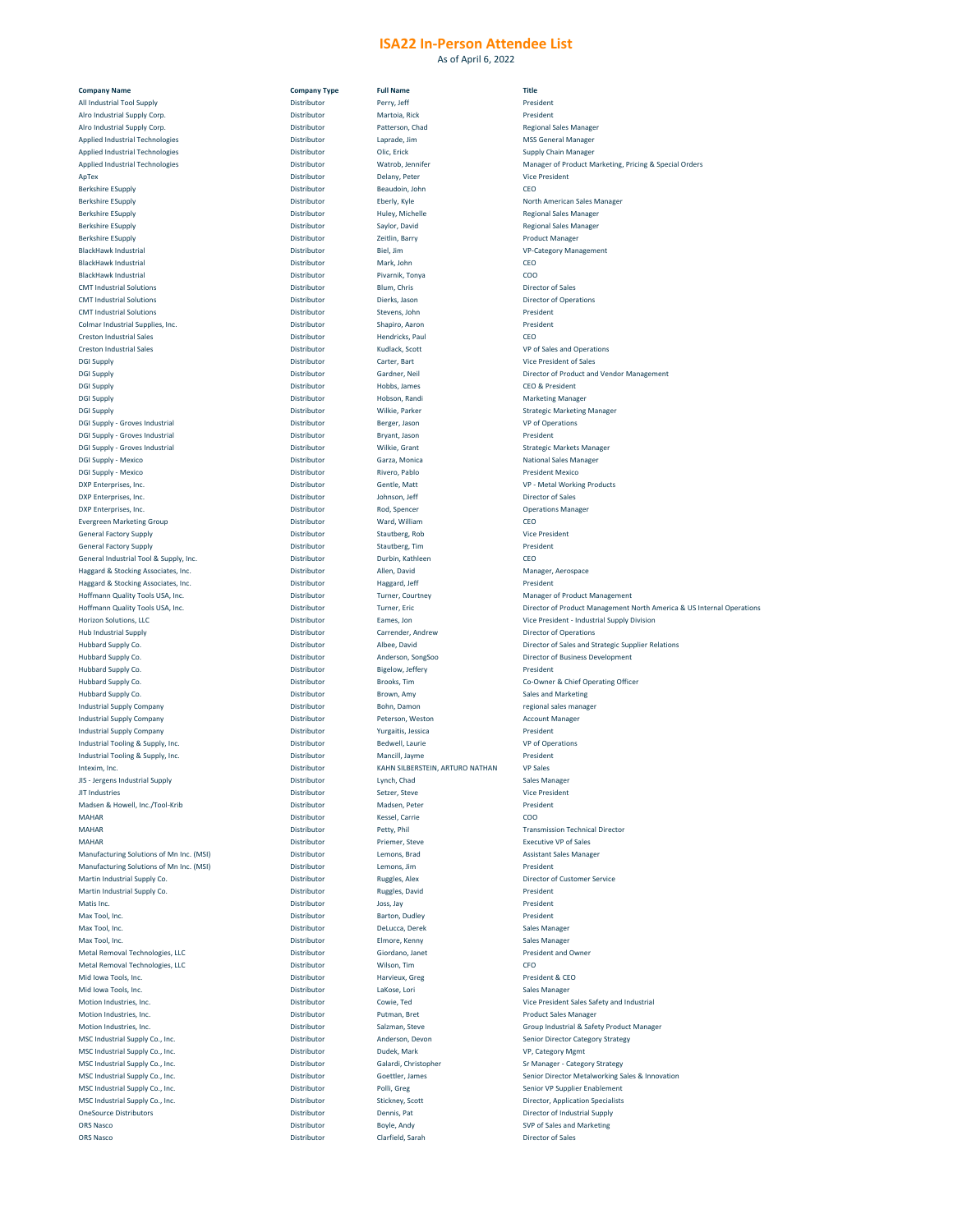# ISA22 In-Person Attendee List

As of April 6, 2022

| Company Name | Company Type | Full Name | Title |
|---|---|---|---|
| All Industrial Tool Supply | Distributor | Perry, Jeff | President |
| Alro Industrial Supply Corp. | Distributor | Martoia, Rick | President |
| Alro Industrial Supply Corp. | Distributor | Patterson, Chad | Regional Sales Manager |
| Applied Industrial Technologies | Distributor | Laprade, Jim | MSS General Manager |
| Applied Industrial Technologies | Distributor | Olic, Erick | Supply Chain Manager |
| Applied Industrial Technologies | Distributor | Watrob, Jennifer | Manager of Product Marketing, Pricing & Special Orders |
| ApTex | Distributor | Delany, Peter | Vice President |
| Berkshire ESupply | Distributor | Beaudoin, John | CEO |
| Berkshire ESupply | Distributor | Eberly, Kyle | North American Sales Manager |
| Berkshire ESupply | Distributor | Huley, Michelle | Regional Sales Manager |
| Berkshire ESupply | Distributor | Saylor, David | Regional Sales Manager |
| Berkshire ESupply | Distributor | Zeitlin, Barry | Product Manager |
| BlackHawk Industrial | Distributor | Biel, Jim | VP-Category Management |
| BlackHawk Industrial | Distributor | Mark, John | CEO |
| BlackHawk Industrial | Distributor | Pivarnik, Tonya | COO |
| CMT Industrial Solutions | Distributor | Blum, Chris | Director of Sales |
| CMT Industrial Solutions | Distributor | Dierks, Jason | Director of Operations |
| CMT Industrial Solutions | Distributor | Stevens, John | President |
| Colmar Industrial Supplies, Inc. | Distributor | Shapiro, Aaron | President |
| Creston Industrial Sales | Distributor | Hendricks, Paul | CEO |
| Creston Industrial Sales | Distributor | Kudlack, Scott | VP of Sales and Operations |
| DGI Supply | Distributor | Carter, Bart | Vice President of Sales |
| DGI Supply | Distributor | Gardner, Neil | Director of Product and Vendor Management |
| DGI Supply | Distributor | Hobbs, James | CEO & President |
| DGI Supply | Distributor | Hobson, Randi | Marketing Manager |
| DGI Supply | Distributor | Wilkie, Parker | Strategic Marketing Manager |
| DGI Supply - Groves Industrial | Distributor | Berger, Jason | VP of Operations |
| DGI Supply - Groves Industrial | Distributor | Bryant, Jason | President |
| DGI Supply - Groves Industrial | Distributor | Wilkie, Grant | Strategic Markets Manager |
| DGI Supply - Mexico | Distributor | Garza, Monica | National Sales Manager |
| DGI Supply - Mexico | Distributor | Rivero, Pablo | President Mexico |
| DXP Enterprises, Inc. | Distributor | Gentle, Matt | VP - Metal Working Products |
| DXP Enterprises, Inc. | Distributor | Johnson, Jeff | Director of Sales |
| DXP Enterprises, Inc. | Distributor | Rod, Spencer | Operations Manager |
| Evergreen Marketing Group | Distributor | Ward, William | CEO |
| General Factory Supply | Distributor | Stautberg, Rob | Vice President |
| General Factory Supply | Distributor | Stautberg, Tim | President |
| General Industrial Tool & Supply, Inc. | Distributor | Durbin, Kathleen | CEO |
| Haggard & Stocking Associates, Inc. | Distributor | Allen, David | Manager, Aerospace |
| Haggard & Stocking Associates, Inc. | Distributor | Haggard, Jeff | President |
| Hoffmann Quality Tools USA, Inc. | Distributor | Turner, Courtney | Manager of Product Management |
| Hoffmann Quality Tools USA, Inc. | Distributor | Turner, Eric | Director of Product Management North America & US Internal Operations |
| Horizon Solutions, LLC | Distributor | Eames, Jon | Vice President - Industrial Supply Division |
| Hub Industrial Supply | Distributor | Carrender, Andrew | Director of Operations |
| Hubbard Supply Co. | Distributor | Albee, David | Director of Sales and Strategic Supplier Relations |
| Hubbard Supply Co. | Distributor | Anderson, SongSoo | Director of Business Development |
| Hubbard Supply Co. | Distributor | Bigelow, Jeffery | President |
| Hubbard Supply Co. | Distributor | Brooks, Tim | Co-Owner & Chief Operating Officer |
| Hubbard Supply Co. | Distributor | Brown, Amy | Sales and Marketing |
| Industrial Supply Company | Distributor | Bohn, Damon | regional sales manager |
| Industrial Supply Company | Distributor | Peterson, Weston | Account Manager |
| Industrial Supply Company | Distributor | Yurgaitis, Jessica | President |
| Industrial Tooling & Supply, Inc. | Distributor | Bedwell, Laurie | VP of Operations |
| Industrial Tooling & Supply, Inc. | Distributor | Mancill, Jayme | President |
| Intexim, Inc. | Distributor | KAHN SILBERSTEIN, ARTURO NATHAN | VP Sales |
| JIS - Jergens Industrial Supply | Distributor | Lynch, Chad | Sales Manager |
| JIT Industries | Distributor | Setzer, Steve | Vice President |
| Madsen & Howell, Inc./Tool-Krib | Distributor | Madsen, Peter | President |
| MAHAR | Distributor | Kessel, Carrie | COO |
| MAHAR | Distributor | Petty, Phil | Transmission Technical Director |
| MAHAR | Distributor | Priemer, Steve | Executive VP of Sales |
| Manufacturing Solutions of Mn Inc. (MSI) | Distributor | Lemons, Brad | Assistant Sales Manager |
| Manufacturing Solutions of Mn Inc. (MSI) | Distributor | Lemons, Jim | President |
| Martin Industrial Supply Co. | Distributor | Ruggles, Alex | Director of Customer Service |
| Martin Industrial Supply Co. | Distributor | Ruggles, David | President |
| Matis Inc. | Distributor | Joss, Jay | President |
| Max Tool, Inc. | Distributor | Barton, Dudley | President |
| Max Tool, Inc. | Distributor | DeLucca, Derek | Sales Manager |
| Max Tool, Inc. | Distributor | Elmore, Kenny | Sales Manager |
| Metal Removal Technologies, LLC | Distributor | Giordano, Janet | President and Owner |
| Metal Removal Technologies, LLC | Distributor | Wilson, Tim | CFO |
| Mid Iowa Tools, Inc. | Distributor | Harvieux, Greg | President & CEO |
| Mid Iowa Tools, Inc. | Distributor | LaKose, Lori | Sales Manager |
| Motion Industries, Inc. | Distributor | Cowie, Ted | Vice President Sales Safety and Industrial |
| Motion Industries, Inc. | Distributor | Putman, Bret | Product Sales Manager |
| Motion Industries, Inc. | Distributor | Salzman, Steve | Group Industrial & Safety Product Manager |
| MSC Industrial Supply Co., Inc. | Distributor | Anderson, Devon | Senior Director Category Strategy |
| MSC Industrial Supply Co., Inc. | Distributor | Dudek, Mark | VP, Category Mgmt |
| MSC Industrial Supply Co., Inc. | Distributor | Galardi, Christopher | Sr Manager - Category Strategy |
| MSC Industrial Supply Co., Inc. | Distributor | Goettler, James | Senior Director Metalworking Sales & Innovation |
| MSC Industrial Supply Co., Inc. | Distributor | Polli, Greg | Senior VP Supplier Enablement |
| MSC Industrial Supply Co., Inc. | Distributor | Stickney, Scott | Director, Application Specialists |
| OneSource Distributors | Distributor | Dennis, Pat | Director of Industrial Supply |
| ORS Nasco | Distributor | Boyle, Andy | SVP of Sales and Marketing |
| ORS Nasco | Distributor | Clarfield, Sarah | Director of Sales |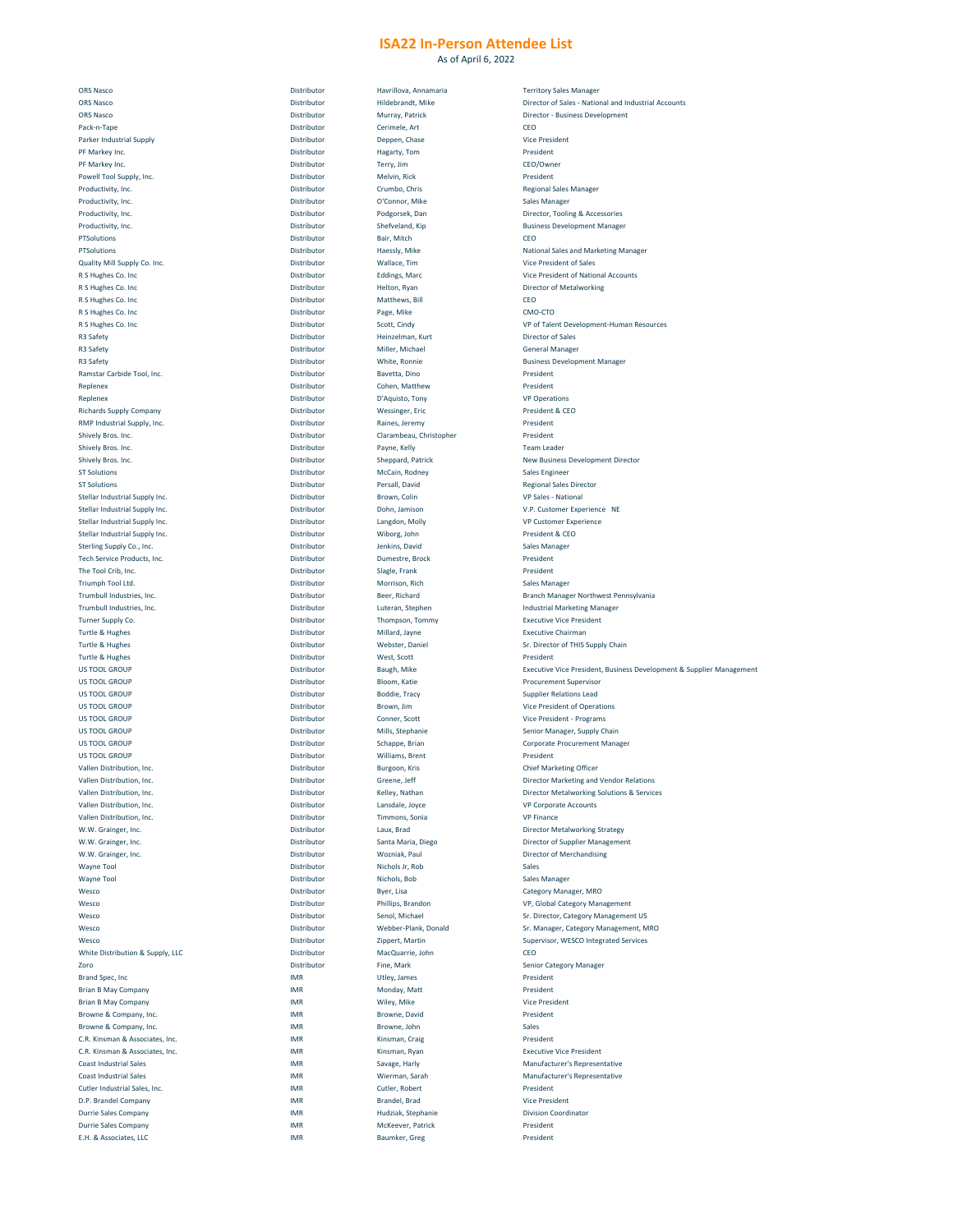# ISA22 In-Person Attendee List

As of April 6, 2022

| Company | Type | Name | Title |
|---|---|---|---|
| ORS Nasco | Distributor | Havrillova, Annamaria | Territory Sales Manager |
| ORS Nasco | Distributor | Hildebrandt, Mike | Director of Sales - National and Industrial Accounts |
| ORS Nasco | Distributor | Murray, Patrick | Director - Business Development |
| Pack-n-Tape | Distributor | Cerimele, Art | CEO |
| Parker Industrial Supply | Distributor | Deppen, Chase | Vice President |
| PF Markey Inc. | Distributor | Hagarty, Tom | President |
| PF Markey Inc. | Distributor | Terry, Jim | CEO/Owner |
| Powell Tool Supply, Inc. | Distributor | Melvin, Rick | President |
| Productivity, Inc. | Distributor | Crumbo, Chris | Regional Sales Manager |
| Productivity, Inc. | Distributor | O'Connor, Mike | Sales Manager |
| Productivity, Inc. | Distributor | Podgorsek, Dan | Director, Tooling & Accessories |
| Productivity, Inc. | Distributor | Shefveland, Kip | Business Development Manager |
| PTSolutions | Distributor | Bair, Mitch | CEO |
| PTSolutions | Distributor | Haessly, Mike | National Sales and Marketing Manager |
| Quality Mill Supply Co. Inc. | Distributor | Wallace, Tim | Vice President of Sales |
| R S Hughes Co. Inc | Distributor | Eddings, Marc | Vice President of National Accounts |
| R S Hughes Co. Inc | Distributor | Helton, Ryan | Director of Metalworking |
| R S Hughes Co. Inc | Distributor | Matthews, Bill | CEO |
| R S Hughes Co. Inc | Distributor | Page, Mike | CMO-CTO |
| R S Hughes Co. Inc | Distributor | Scott, Cindy | VP of Talent Development-Human Resources |
| R3 Safety | Distributor | Heinzelman, Kurt | Director of Sales |
| R3 Safety | Distributor | Miller, Michael | General Manager |
| R3 Safety | Distributor | White, Ronnie | Business Development Manager |
| Ramstar Carbide Tool, Inc. | Distributor | Bavetta, Dino | President |
| Replenex | Distributor | Cohen, Matthew | President |
| Replenex | Distributor | D'Aquisto, Tony | VP Operations |
| Richards Supply Company | Distributor | Wessinger, Eric | President & CEO |
| RMP Industrial Supply, Inc. | Distributor | Raines, Jeremy | President |
| Shively Bros. Inc. | Distributor | Clarambeau, Christopher | President |
| Shively Bros. Inc. | Distributor | Payne, Kelly | Team Leader |
| Shively Bros. Inc. | Distributor | Sheppard, Patrick | New Business Development Director |
| ST Solutions | Distributor | McCain, Rodney | Sales Engineer |
| ST Solutions | Distributor | Persall, David | Regional Sales Director |
| Stellar Industrial Supply Inc. | Distributor | Brown, Colin | VP Sales - National |
| Stellar Industrial Supply Inc. | Distributor | Dohn, Jamison | V.P. Customer Experience NE |
| Stellar Industrial Supply Inc. | Distributor | Langdon, Molly | VP Customer Experience |
| Stellar Industrial Supply Inc. | Distributor | Wiborg, John | President & CEO |
| Sterling Supply Co., Inc. | Distributor | Jenkins, David | Sales Manager |
| Tech Service Products, Inc. | Distributor | Dumestre, Brock | President |
| The Tool Crib, Inc. | Distributor | Slagle, Frank | President |
| Triumph Tool Ltd. | Distributor | Morrison, Rich | Sales Manager |
| Trumbull Industries, Inc. | Distributor | Beer, Richard | Branch Manager Northwest Pennsylvania |
| Trumbull Industries, Inc. | Distributor | Luteran, Stephen | Industrial Marketing Manager |
| Turner Supply Co. | Distributor | Thompson, Tommy | Executive Vice President |
| Turtle & Hughes | Distributor | Millard, Jayne | Executive Chairman |
| Turtle & Hughes | Distributor | Webster, Daniel | Sr. Director of THIS Supply Chain |
| Turtle & Hughes | Distributor | West, Scott | President |
| US TOOL GROUP | Distributor | Baugh, Mike | Executive Vice President, Business Development & Supplier Management |
| US TOOL GROUP | Distributor | Bloom, Katie | Procurement Supervisor |
| US TOOL GROUP | Distributor | Boddie, Tracy | Supplier Relations Lead |
| US TOOL GROUP | Distributor | Brown, Jim | Vice President of Operations |
| US TOOL GROUP | Distributor | Conner, Scott | Vice President - Programs |
| US TOOL GROUP | Distributor | Mills, Stephanie | Senior Manager, Supply Chain |
| US TOOL GROUP | Distributor | Schappe, Brian | Corporate Procurement Manager |
| US TOOL GROUP | Distributor | Williams, Brent | President |
| Vallen Distribution, Inc. | Distributor | Burgoon, Kris | Chief Marketing Officer |
| Vallen Distribution, Inc. | Distributor | Greene, Jeff | Director Marketing and Vendor Relations |
| Vallen Distribution, Inc. | Distributor | Kelley, Nathan | Director Metalworking Solutions & Services |
| Vallen Distribution, Inc. | Distributor | Lansdale, Joyce | VP Corporate Accounts |
| Vallen Distribution, Inc. | Distributor | Timmons, Sonia | VP Finance |
| W.W. Grainger, Inc. | Distributor | Laux, Brad | Director Metalworking Strategy |
| W.W. Grainger, Inc. | Distributor | Santa Maria, Diego | Director of Supplier Management |
| W.W. Grainger, Inc. | Distributor | Wozniak, Paul | Director of Merchandising |
| Wayne Tool | Distributor | Nichols Jr, Rob | Sales |
| Wayne Tool | Distributor | Nichols, Bob | Sales Manager |
| Wesco | Distributor | Byer, Lisa | Category Manager, MRO |
| Wesco | Distributor | Phillips, Brandon | VP, Global Category Management |
| Wesco | Distributor | Senol, Michael | Sr. Director, Category Management US |
| Wesco | Distributor | Webber-Plank, Donald | Sr. Manager, Category Management, MRO |
| Wesco | Distributor | Zippert, Martin | Supervisor, WESCO Integrated Services |
| White Distribution & Supply, LLC | Distributor | MacQuarrie, John | CEO |
| Zoro | Distributor | Fine, Mark | Senior Category Manager |
| Brand Spec, Inc | IMR | Utley, James | President |
| Brian B May Company | IMR | Monday, Matt | President |
| Brian B May Company | IMR | Wiley, Mike | Vice President |
| Browne & Company, Inc. | IMR | Browne, David | President |
| Browne & Company, Inc. | IMR | Browne, John | Sales |
| C.R. Kinsman & Associates, Inc. | IMR | Kinsman, Craig | President |
| C.R. Kinsman & Associates, Inc. | IMR | Kinsman, Ryan | Executive Vice President |
| Coast Industrial Sales | IMR | Savage, Harly | Manufacturer's Representative |
| Coast Industrial Sales | IMR | Wierman, Sarah | Manufacturer's Representative |
| Cutler Industrial Sales, Inc. | IMR | Cutler, Robert | President |
| D.P. Brandel Company | IMR | Brandel, Brad | Vice President |
| Durrie Sales Company | IMR | Hudziak, Stephanie | Division Coordinator |
| Durrie Sales Company | IMR | McKeever, Patrick | President |
| E.H. & Associates, LLC | IMR | Baumker, Greg | President |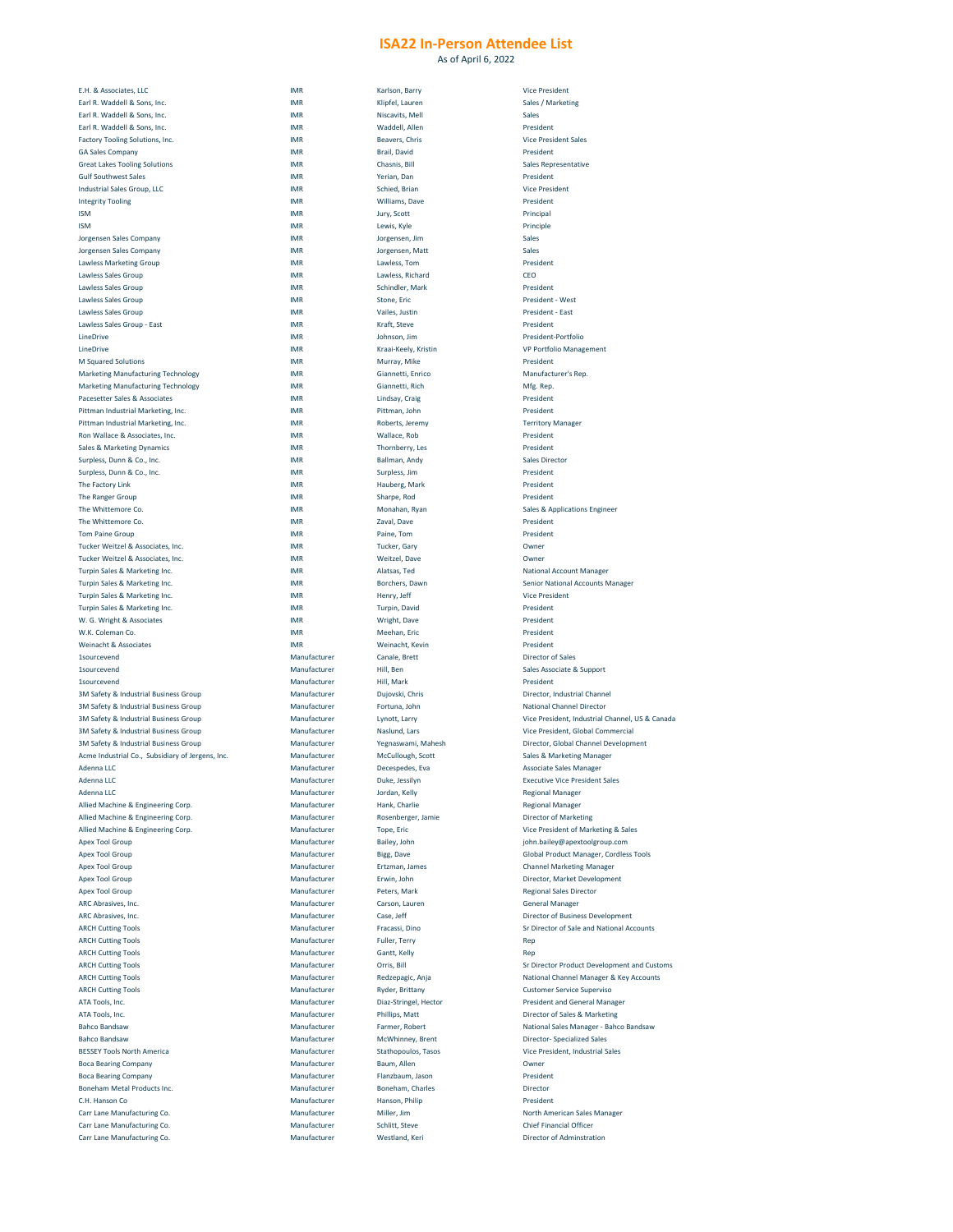# ISA22 In-Person Attendee List

As of April 6, 2022

| | | | |
|---|---|---|---|
| E.H. & Associates, LLC | IMR | Karlson, Barry | Vice President |
| Earl R. Waddell & Sons, Inc. | IMR | Klipfel, Lauren | Sales / Marketing |
| Earl R. Waddell & Sons, Inc. | IMR | Niscavits, Mell | Sales |
| Earl R. Waddell & Sons, Inc. | IMR | Waddell, Allen | President |
| Factory Tooling Solutions, Inc. | IMR | Beavers, Chris | Vice President Sales |
| GA Sales Company | IMR | Brail, David | President |
| Great Lakes Tooling Solutions | IMR | Chasnis, Bill | Sales Representative |
| Gulf Southwest Sales | IMR | Yerian, Dan | President |
| Industrial Sales Group, LLC | IMR | Schied, Brian | Vice President |
| Integrity Tooling | IMR | Williams, Dave | President |
| ISM | IMR | Jury, Scott | Principal |
| ISM | IMR | Lewis, Kyle | Principle |
| Jorgensen Sales Company | IMR | Jorgensen, Jim | Sales |
| Jorgensen Sales Company | IMR | Jorgensen, Matt | Sales |
| Lawless Marketing Group | IMR | Lawless, Tom | President |
| Lawless Sales Group | IMR | Lawless, Richard | CEO |
| Lawless Sales Group | IMR | Schindler, Mark | President |
| Lawless Sales Group | IMR | Stone, Eric | President - West |
| Lawless Sales Group | IMR | Vailes, Justin | President - East |
| Lawless Sales Group - East | IMR | Kraft, Steve | President |
| LineDrive | IMR | Johnson, Jim | President-Portfolio |
| LineDrive | IMR | Kraai-Keely, Kristin | VP Portfolio Management |
| M Squared Solutions | IMR | Murray, Mike | President |
| Marketing Manufacturing Technology | IMR | Giannetti, Enrico | Manufacturer's Rep. |
| Marketing Manufacturing Technology | IMR | Giannetti, Rich | Mfg. Rep. |
| Pacesetter Sales & Associates | IMR | Lindsay, Craig | President |
| Pittman Industrial Marketing, Inc. | IMR | Pittman, John | President |
| Pittman Industrial Marketing, Inc. | IMR | Roberts, Jeremy | Territory Manager |
| Ron Wallace & Associates, Inc. | IMR | Wallace, Rob | President |
| Sales & Marketing Dynamics | IMR | Thornberry, Les | President |
| Surpless, Dunn & Co., Inc. | IMR | Ballman, Andy | Sales Director |
| Surpless, Dunn & Co., Inc. | IMR | Surpless, Jim | President |
| The Factory Link | IMR | Hauberg, Mark | President |
| The Ranger Group | IMR | Sharpe, Rod | President |
| The Whittemore Co. | IMR | Monahan, Ryan | Sales & Applications Engineer |
| The Whittemore Co. | IMR | Zaval, Dave | President |
| Tom Paine Group | IMR | Paine, Tom | President |
| Tucker Weitzel & Associates, Inc. | IMR | Tucker, Gary | Owner |
| Tucker Weitzel & Associates, Inc. | IMR | Weitzel, Dave | Owner |
| Turpin Sales & Marketing Inc. | IMR | Alatsas, Ted | National Account Manager |
| Turpin Sales & Marketing Inc. | IMR | Borchers, Dawn | Senior National Accounts Manager |
| Turpin Sales & Marketing Inc. | IMR | Henry, Jeff | Vice President |
| Turpin Sales & Marketing Inc. | IMR | Turpin, David | President |
| W. G. Wright & Associates | IMR | Wright, Dave | President |
| W.K. Coleman Co. | IMR | Meehan, Eric | President |
| Weinacht & Associates | IMR | Weinacht, Kevin | President |
| 1sourcevend | Manufacturer | Canale, Brett | Director of Sales |
| 1sourcevend | Manufacturer | Hill, Ben | Sales Associate & Support |
| 1sourcevend | Manufacturer | Hill, Mark | President |
| 3M Safety & Industrial Business Group | Manufacturer | Dujovski, Chris | Director, Industrial Channel |
| 3M Safety & Industrial Business Group | Manufacturer | Fortuna, John | National Channel Director |
| 3M Safety & Industrial Business Group | Manufacturer | Lynott, Larry | Vice President, Industrial Channel, US & Canada |
| 3M Safety & Industrial Business Group | Manufacturer | Naslund, Lars | Vice President, Global Commercial |
| 3M Safety & Industrial Business Group | Manufacturer | Yegnaswami, Mahesh | Director, Global Channel Development |
| Acme Industrial Co., Subsidiary of Jergens, Inc. | Manufacturer | McCullough, Scott | Sales & Marketing Manager |
| Adenna LLC | Manufacturer | Decespedes, Eva | Associate Sales Manager |
| Adenna LLC | Manufacturer | Duke, Jessilyn | Executive Vice President Sales |
| Adenna LLC | Manufacturer | Jordan, Kelly | Regional Manager |
| Allied Machine & Engineering Corp. | Manufacturer | Hank, Charlie | Regional Manager |
| Allied Machine & Engineering Corp. | Manufacturer | Rosenberger, Jamie | Director of Marketing |
| Allied Machine & Engineering Corp. | Manufacturer | Tope, Eric | Vice President of Marketing & Sales |
| Apex Tool Group | Manufacturer | Bailey, John | john.bailey@apextoolgroup.com |
| Apex Tool Group | Manufacturer | Bigg, Dave | Global Product Manager, Cordless Tools |
| Apex Tool Group | Manufacturer | Ertzman, James | Channel Marketing Manager |
| Apex Tool Group | Manufacturer | Erwin, John | Director, Market Development |
| Apex Tool Group | Manufacturer | Peters, Mark | Regional Sales Director |
| ARC Abrasives, Inc. | Manufacturer | Carson, Lauren | General Manager |
| ARC Abrasives, Inc. | Manufacturer | Case, Jeff | Director of Business Development |
| ARCH Cutting Tools | Manufacturer | Fracassi, Dino | Sr Director of Sale and National Accounts |
| ARCH Cutting Tools | Manufacturer | Fuller, Terry | Rep |
| ARCH Cutting Tools | Manufacturer | Gantt, Kelly | Rep |
| ARCH Cutting Tools | Manufacturer | Orris, Bill | Sr Director Product Development and Customs |
| ARCH Cutting Tools | Manufacturer | Redzepagic, Anja | National Channel Manager & Key Accounts |
| ARCH Cutting Tools | Manufacturer | Ryder, Brittany | Customer Service Superviso |
| ATA Tools, Inc. | Manufacturer | Diaz-Stringel, Hector | President and General Manager |
| ATA Tools, Inc. | Manufacturer | Phillips, Matt | Director of Sales & Marketing |
| Bahco Bandsaw | Manufacturer | Farmer, Robert | National Sales Manager - Bahco Bandsaw |
| Bahco Bandsaw | Manufacturer | McWhinney, Brent | Director- Specialized Sales |
| BESSEY Tools North America | Manufacturer | Stathopoulos, Tasos | Vice President, Industrial Sales |
| Boca Bearing Company | Manufacturer | Baum, Allen | Owner |
| Boca Bearing Company | Manufacturer | Flanzbaum, Jason | President |
| Boneham Metal Products Inc. | Manufacturer | Boneham, Charles | Director |
| C.H. Hanson Co | Manufacturer | Hanson, Philip | President |
| Carr Lane Manufacturing Co. | Manufacturer | Miller, Jim | North American Sales Manager |
| Carr Lane Manufacturing Co. | Manufacturer | Schlitt, Steve | Chief Financial Officer |
| Carr Lane Manufacturing Co. | Manufacturer | Westland, Keri | Director of Adminstration |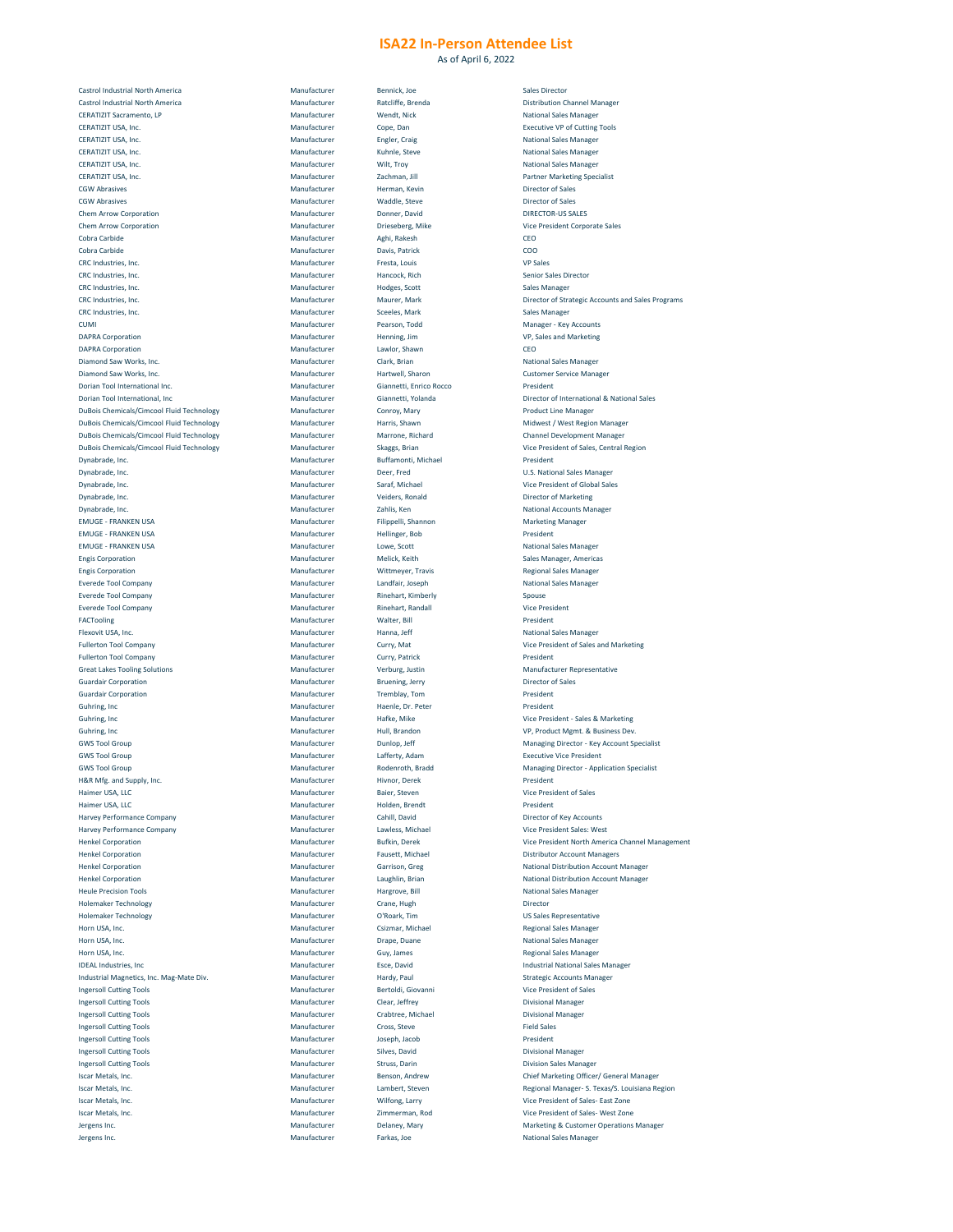# ISA22 In-Person Attendee List

As of April 6, 2022

| | | | |
|---|---|---|---|
| Castrol Industrial North America | Manufacturer | Bennick, Joe | Sales Director |
| Castrol Industrial North America | Manufacturer | Ratcliffe, Brenda | Distribution Channel Manager |
| CERATIZIT Sacramento, LP | Manufacturer | Wendt, Nick | National Sales Manager |
| CERATIZIT USA, Inc. | Manufacturer | Cope, Dan | Executive VP of Cutting Tools |
| CERATIZIT USA, Inc. | Manufacturer | Engler, Craig | National Sales Manager |
| CERATIZIT USA, Inc. | Manufacturer | Kuhnle, Steve | National Sales Manager |
| CERATIZIT USA, Inc. | Manufacturer | Wilt, Troy | National Sales Manager |
| CERATIZIT USA, Inc. | Manufacturer | Zachman, Jill | Partner Marketing Specialist |
| CGW Abrasives | Manufacturer | Herman, Kevin | Director of Sales |
| CGW Abrasives | Manufacturer | Waddle, Steve | Director of Sales |
| Chem Arrow Corporation | Manufacturer | Donner, David | DIRECTOR-US SALES |
| Chem Arrow Corporation | Manufacturer | Drieseberg, Mike | Vice President Corporate Sales |
| Cobra Carbide | Manufacturer | Aghi, Rakesh | CEO |
| Cobra Carbide | Manufacturer | Davis, Patrick | COO |
| CRC Industries, Inc. | Manufacturer | Fresta, Louis | VP Sales |
| CRC Industries, Inc. | Manufacturer | Hancock, Rich | Senior Sales Director |
| CRC Industries, Inc. | Manufacturer | Hodges, Scott | Sales Manager |
| CRC Industries, Inc. | Manufacturer | Maurer, Mark | Director of Strategic Accounts and Sales Programs |
| CRC Industries, Inc. | Manufacturer | Sceeles, Mark | Sales Manager |
| CUMI | Manufacturer | Pearson, Todd | Manager - Key Accounts |
| DAPRA Corporation | Manufacturer | Henning, Jim | VP, Sales and Marketing |
| DAPRA Corporation | Manufacturer | Lawlor, Shawn | CEO |
| Diamond Saw Works, Inc. | Manufacturer | Clark, Brian | National Sales Manager |
| Diamond Saw Works, Inc. | Manufacturer | Hartwell, Sharon | Customer Service Manager |
| Dorian Tool International Inc. | Manufacturer | Giannetti, Enrico Rocco | President |
| Dorian Tool International, Inc | Manufacturer | Giannetti, Yolanda | Director of International & National Sales |
| DuBois Chemicals/Cimcool Fluid Technology | Manufacturer | Conroy, Mary | Product Line Manager |
| DuBois Chemicals/Cimcool Fluid Technology | Manufacturer | Harris, Shawn | Midwest / West Region Manager |
| DuBois Chemicals/Cimcool Fluid Technology | Manufacturer | Marrone, Richard | Channel Development Manager |
| DuBois Chemicals/Cimcool Fluid Technology | Manufacturer | Skaggs, Brian | Vice President of Sales, Central Region |
| Dynabrade, Inc. | Manufacturer | Buffamonti, Michael | President |
| Dynabrade, Inc. | Manufacturer | Deer, Fred | U.S. National Sales Manager |
| Dynabrade, Inc. | Manufacturer | Saraf, Michael | Vice President of Global Sales |
| Dynabrade, Inc. | Manufacturer | Veiders, Ronald | Director of Marketing |
| Dynabrade, Inc. | Manufacturer | Zahlis, Ken | National Accounts Manager |
| EMUGE - FRANKEN USA | Manufacturer | Filippelli, Shannon | Marketing Manager |
| EMUGE - FRANKEN USA | Manufacturer | Hellinger, Bob | President |
| EMUGE - FRANKEN USA | Manufacturer | Lowe, Scott | National Sales Manager |
| Engis Corporation | Manufacturer | Melick, Keith | Sales Manager, Americas |
| Engis Corporation | Manufacturer | Wittmeyer, Travis | Regional Sales Manager |
| Everede Tool Company | Manufacturer | Landfair, Joseph | National Sales Manager |
| Everede Tool Company | Manufacturer | Rinehart, Kimberly | Spouse |
| Everede Tool Company | Manufacturer | Rinehart, Randall | Vice President |
| FACTooling | Manufacturer | Walter, Bill | President |
| Flexovit USA, Inc. | Manufacturer | Hanna, Jeff | National Sales Manager |
| Fullerton Tool Company | Manufacturer | Curry, Mat | Vice President of Sales and Marketing |
| Fullerton Tool Company | Manufacturer | Curry, Patrick | President |
| Great Lakes Tooling Solutions | Manufacturer | Verburg, Justin | Manufacturer Representative |
| Guardair Corporation | Manufacturer | Bruening, Jerry | Director of Sales |
| Guardair Corporation | Manufacturer | Tremblay, Tom | President |
| Guhring, Inc | Manufacturer | Haenle, Dr. Peter | President |
| Guhring, Inc | Manufacturer | Hafke, Mike | Vice President - Sales & Marketing |
| Guhring, Inc | Manufacturer | Hull, Brandon | VP, Product Mgmt. & Business Dev. |
| GWS Tool Group | Manufacturer | Dunlop, Jeff | Managing Director - Key Account Specialist |
| GWS Tool Group | Manufacturer | Lafferty, Adam | Executive Vice President |
| GWS Tool Group | Manufacturer | Rodenroth, Bradd | Managing Director - Application Specialist |
| H&R Mfg. and Supply, Inc. | Manufacturer | Hivnor, Derek | President |
| Haimer USA, LLC | Manufacturer | Baier, Steven | Vice President of Sales |
| Haimer USA, LLC | Manufacturer | Holden, Brendt | President |
| Harvey Performance Company | Manufacturer | Cahill, David | Director of Key Accounts |
| Harvey Performance Company | Manufacturer | Lawless, Michael | Vice President Sales: West |
| Henkel Corporation | Manufacturer | Bufkin, Derek | Vice President North America Channel Management |
| Henkel Corporation | Manufacturer | Fausett, Michael | Distributor Account Managers |
| Henkel Corporation | Manufacturer | Garrison, Greg | National Distribution Account Manager |
| Henkel Corporation | Manufacturer | Laughlin, Brian | National Distribution Account Manager |
| Heule Precision Tools | Manufacturer | Hargrove, Bill | National Sales Manager |
| Holemaker Technology | Manufacturer | Crane, Hugh | Director |
| Holemaker Technology | Manufacturer | O'Roark, Tim | US Sales Representative |
| Horn USA, Inc. | Manufacturer | Csizmar, Michael | Regional Sales Manager |
| Horn USA, Inc. | Manufacturer | Drape, Duane | National Sales Manager |
| Horn USA, Inc. | Manufacturer | Guy, James | Regional Sales Manager |
| IDEAL Industries, Inc | Manufacturer | Esce, David | Industrial National Sales Manager |
| Industrial Magnetics, Inc. Mag-Mate Div. | Manufacturer | Hardy, Paul | Strategic Accounts Manager |
| Ingersoll Cutting Tools | Manufacturer | Bertoldi, Giovanni | Vice President of Sales |
| Ingersoll Cutting Tools | Manufacturer | Clear, Jeffrey | Divisional Manager |
| Ingersoll Cutting Tools | Manufacturer | Crabtree, Michael | Divisional Manager |
| Ingersoll Cutting Tools | Manufacturer | Cross, Steve | Field Sales |
| Ingersoll Cutting Tools | Manufacturer | Joseph, Jacob | President |
| Ingersoll Cutting Tools | Manufacturer | Silves, David | Divisional Manager |
| Ingersoll Cutting Tools | Manufacturer | Struss, Darin | Division Sales Manager |
| Iscar Metals, Inc. | Manufacturer | Benson, Andrew | Chief Marketing Officer/ General Manager |
| Iscar Metals, Inc. | Manufacturer | Lambert, Steven | Regional Manager- S. Texas/S. Louisiana Region |
| Iscar Metals, Inc. | Manufacturer | Wilfong, Larry | Vice President of Sales- East Zone |
| Iscar Metals, Inc. | Manufacturer | Zimmerman, Rod | Vice President of Sales- West Zone |
| Jergens Inc. | Manufacturer | Delaney, Mary | Marketing & Customer Operations Manager |
| Jergens Inc. | Manufacturer | Farkas, Joe | National Sales Manager |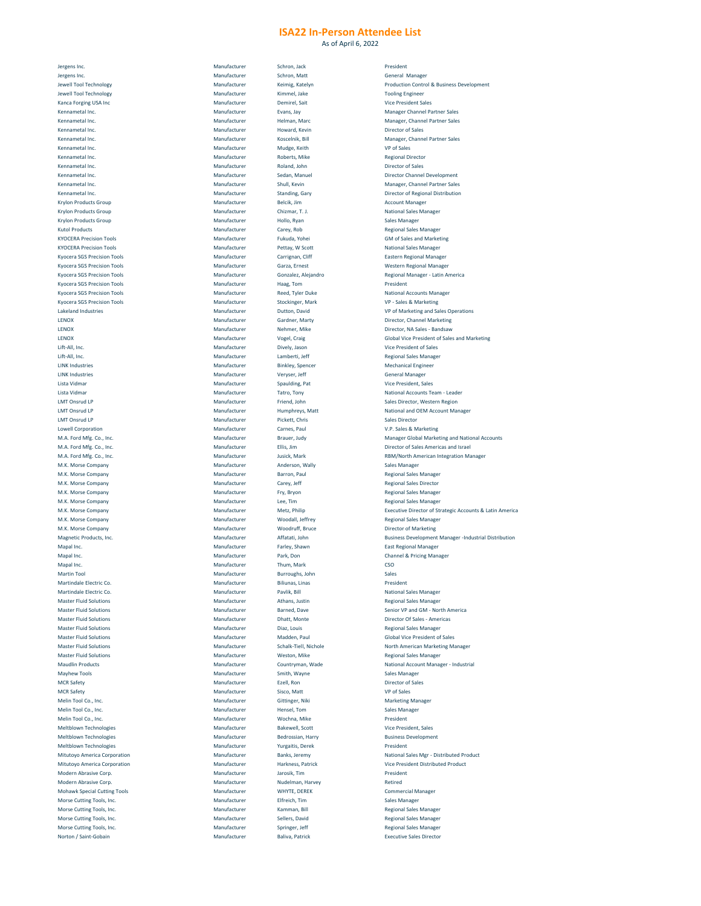# ISA22 In-Person Attendee List

As of April 6, 2022

| | | | |
|---|---|---|---|
| Jergens Inc. | Manufacturer | Schron, Jack | President |
| Jergens Inc. | Manufacturer | Schron, Matt | General Manager |
| Jewell Tool Technology | Manufacturer | Keimig, Katelyn | Production Control & Business Development |
| Jewell Tool Technology | Manufacturer | Kimmel, Jake | Tooling Engineer |
| Kanca Forging USA Inc | Manufacturer | Demirel, Sait | Vice President Sales |
| Kennametal Inc. | Manufacturer | Evans, Jay | Manager Channel Partner Sales |
| Kennametal Inc. | Manufacturer | Helman, Marc | Manager, Channel Partner Sales |
| Kennametal Inc. | Manufacturer | Howard, Kevin | Director of Sales |
| Kennametal Inc. | Manufacturer | Koscelnik, Bill | Manager, Channel Partner Sales |
| Kennametal Inc. | Manufacturer | Mudge, Keith | VP of Sales |
| Kennametal Inc. | Manufacturer | Roberts, Mike | Regional Director |
| Kennametal Inc. | Manufacturer | Roland, John | Director of Sales |
| Kennametal Inc. | Manufacturer | Sedan, Manuel | Director Channel Development |
| Kennametal Inc. | Manufacturer | Shull, Kevin | Manager, Channel Partner Sales |
| Kennametal Inc. | Manufacturer | Standing, Gary | Director of Regional Distribution |
| Krylon Products Group | Manufacturer | Belcik, Jim | Account Manager |
| Krylon Products Group | Manufacturer | Chizmar, T. J. | National Sales Manager |
| Krylon Products Group | Manufacturer | Hollo, Ryan | Sales Manager |
| Kutol Products | Manufacturer | Carey, Rob | Regional Sales Manager |
| KYOCERA Precision Tools | Manufacturer | Fukuda, Yohei | GM of Sales and Marketing |
| KYOCERA Precision Tools | Manufacturer | Pettay, W Scott | National Sales Manager |
| Kyocera SGS Precision Tools | Manufacturer | Carrignan, Cliff | Eastern Regional Manager |
| Kyocera SGS Precision Tools | Manufacturer | Garza, Ernest | Western Regional Manager |
| Kyocera SGS Precision Tools | Manufacturer | Gonzalez, Alejandro | Regional Manager - Latin America |
| Kyocera SGS Precision Tools | Manufacturer | Haag, Tom | President |
| Kyocera SGS Precision Tools | Manufacturer | Reed, Tyler Duke | National Accounts Manager |
| Kyocera SGS Precision Tools | Manufacturer | Stockinger, Mark | VP - Sales & Marketing |
| Lakeland Industries | Manufacturer | Dutton, David | VP of Marketing and Sales Operations |
| LENOX | Manufacturer | Gardner, Marty | Director, Channel Marketing |
| LENOX | Manufacturer | Nehmer, Mike | Director, NA Sales - Bandsaw |
| LENOX | Manufacturer | Vogel, Craig | Global Vice President of Sales and Marketing |
| Lift-All, Inc. | Manufacturer | Dively, Jason | Vice President of Sales |
| Lift-All, Inc. | Manufacturer | Lamberti, Jeff | Regional Sales Manager |
| LINK Industries | Manufacturer | Binkley, Spencer | Mechanical Engineer |
| LINK Industries | Manufacturer | Veryser, Jeff | General Manager |
| Lista Vidmar | Manufacturer | Spaulding, Pat | Vice President, Sales |
| Lista Vidmar | Manufacturer | Tatro, Tony | National Accounts Team - Leader |
| LMT Onsrud LP | Manufacturer | Friend, John | Sales Director, Western Region |
| LMT Onsrud LP | Manufacturer | Humphreys, Matt | National and OEM Account Manager |
| LMT Onsrud LP | Manufacturer | Pickett, Chris | Sales Director |
| Lowell Corporation | Manufacturer | Carnes, Paul | V.P. Sales & Marketing |
| M.A. Ford Mfg. Co., Inc. | Manufacturer | Brauer, Judy | Manager Global Marketing and National Accounts |
| M.A. Ford Mfg. Co., Inc. | Manufacturer | Ellis, Jim | Director of Sales Americas and Israel |
| M.A. Ford Mfg. Co., Inc. | Manufacturer | Jusick, Mark | RBM/North American Integration Manager |
| M.K. Morse Company | Manufacturer | Anderson, Wally | Sales Manager |
| M.K. Morse Company | Manufacturer | Barron, Paul | Regional Sales Manager |
| M.K. Morse Company | Manufacturer | Carey, Jeff | Regional Sales Director |
| M.K. Morse Company | Manufacturer | Fry, Bryon | Regional Sales Manager |
| M.K. Morse Company | Manufacturer | Lee, Tim | Regional Sales Manager |
| M.K. Morse Company | Manufacturer | Metz, Philip | Executive Director of Strategic Accounts & Latin America |
| M.K. Morse Company | Manufacturer | Woodall, Jeffrey | Regional Sales Manager |
| M.K. Morse Company | Manufacturer | Woodruff, Bruce | Director of Marketing |
| Magnetic Products, Inc. | Manufacturer | Affatati, John | Business Development Manager -Industrial Distribution |
| Mapal Inc. | Manufacturer | Farley, Shawn | East Regional Manager |
| Mapal Inc. | Manufacturer | Park, Don | Channel & Pricing Manager |
| Mapal Inc. | Manufacturer | Thum, Mark | CSO |
| Martin Tool | Manufacturer | Burroughs, John | Sales |
| Martindale Electric Co. | Manufacturer | Biliunas, Linas | President |
| Martindale Electric Co. | Manufacturer | Pavlik, Bill | National Sales Manager |
| Master Fluid Solutions | Manufacturer | Athans, Justin | Regional Sales Manager |
| Master Fluid Solutions | Manufacturer | Barned, Dave | Senior VP and GM - North America |
| Master Fluid Solutions | Manufacturer | Dhatt, Monte | Director Of Sales - Americas |
| Master Fluid Solutions | Manufacturer | Diaz, Louis | Regional Sales Manager |
| Master Fluid Solutions | Manufacturer | Madden, Paul | Global Vice President of Sales |
| Master Fluid Solutions | Manufacturer | Schalk-Tiell, Nichole | North American Marketing Manager |
| Master Fluid Solutions | Manufacturer | Weston, Mike | Regional Sales Manager |
| Maudlin Products | Manufacturer | Countryman, Wade | National Account Manager - Industrial |
| Mayhew Tools | Manufacturer | Smith, Wayne | Sales Manager |
| MCR Safety | Manufacturer | Ezell, Ron | Director of Sales |
| MCR Safety | Manufacturer | Sisco, Matt | VP of Sales |
| Melin Tool Co., Inc. | Manufacturer | Gittinger, Niki | Marketing Manager |
| Melin Tool Co., Inc. | Manufacturer | Hensel, Tom | Sales Manager |
| Melin Tool Co., Inc. | Manufacturer | Wochna, Mike | President |
| Meltblown Technologies | Manufacturer | Bakewell, Scott | Vice President, Sales |
| Meltblown Technologies | Manufacturer | Bedrossian, Harry | Business Development |
| Meltblown Technologies | Manufacturer | Yurgaitis, Derek | President |
| Mitutoyo America Corporation | Manufacturer | Banks, Jeremy | National Sales Mgr - Distributed Product |
| Mitutoyo America Corporation | Manufacturer | Harkness, Patrick | Vice President Distributed Product |
| Modern Abrasive Corp. | Manufacturer | Jarosik, Tim | President |
| Modern Abrasive Corp. | Manufacturer | Nudelman, Harvey | Retired |
| Mohawk Special Cutting Tools | Manufacturer | WHYTE, DEREK | Commercial Manager |
| Morse Cutting Tools, Inc. | Manufacturer | Elfreich, Tim | Sales Manager |
| Morse Cutting Tools, Inc. | Manufacturer | Kamman, Bill | Regional Sales Manager |
| Morse Cutting Tools, Inc. | Manufacturer | Sellers, David | Regional Sales Manager |
| Morse Cutting Tools, Inc. | Manufacturer | Springer, Jeff | Regional Sales Manager |
| Norton / Saint-Gobain | Manufacturer | Baliva, Patrick | Executive Sales Director |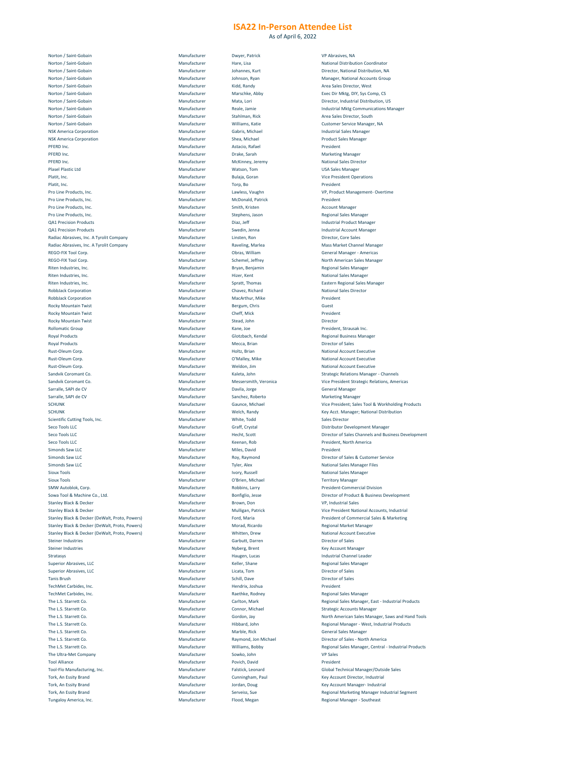# ISA22 In-Person Attendee List

As of April 6, 2022

| | | | |
|---|---|---|---|
| Norton / Saint-Gobain | Manufacturer | Dwyer, Patrick | VP Abrasives, NA |
| Norton / Saint-Gobain | Manufacturer | Hare, Lisa | National Distribution Coordinator |
| Norton / Saint-Gobain | Manufacturer | Johannes, Kurt | Director, National Distribution, NA |
| Norton / Saint-Gobain | Manufacturer | Johnson, Ryan | Manager, National Accounts Group |
| Norton / Saint-Gobain | Manufacturer | Kidd, Randy | Area Sales Director, West |
| Norton / Saint-Gobain | Manufacturer | Marschke, Abby | Exec Dir Mktg, DIY, Sys Comp, CS |
| Norton / Saint-Gobain | Manufacturer | Mata, Lori | Director, Industrial Distribution, US |
| Norton / Saint-Gobain | Manufacturer | Reale, Jamie | Industrial Mktg Communications Manager |
| Norton / Saint-Gobain | Manufacturer | Stahlman, Rick | Area Sales Director, South |
| Norton / Saint-Gobain | Manufacturer | Williams, Katie | Customer Service Manager, NA |
| NSK America Corporation | Manufacturer | Gabris, Michael | Industrial Sales Manager |
| NSK America Corporation | Manufacturer | Shea, Michael | Product Sales Manager |
| PFERD Inc. | Manufacturer | Astacio, Rafael | President |
| PFERD Inc. | Manufacturer | Drake, Sarah | Marketing Manager |
| PFERD Inc. | Manufacturer | McKinney, Jeremy | National Sales Director |
| Plasel Plastic Ltd | Manufacturer | Watson, Tom | USA Sales Manager |
| Platit, Inc. | Manufacturer | Bulaja, Goran | Vice President Operations |
| Platit, Inc. | Manufacturer | Torp, Bo | President |
| Pro Line Products, Inc. | Manufacturer | Lawless, Vaughn | VP, Product Management- Overtime |
| Pro Line Products, Inc. | Manufacturer | McDonald, Patrick | President |
| Pro Line Products, Inc. | Manufacturer | Smith, Kristen | Account Manager |
| Pro Line Products, Inc. | Manufacturer | Stephens, Jason | Regional Sales Manager |
| QA1 Precision Products | Manufacturer | Diaz, Jeff | Industrial Product Manager |
| QA1 Precision Products | Manufacturer | Swedin, Jenna | Industrial Account Manager |
| Radiac Abrasives, Inc. A Tyrolit Company | Manufacturer | Linsten, Ron | Director, Core Sales |
| Radiac Abrasives, Inc. A Tyrolit Company | Manufacturer | Raveling, Marlea | Mass Market Channel Manager |
| REGO-FIX Tool Corp. | Manufacturer | Obras, William | General Manager - Americas |
| REGO-FIX Tool Corp. | Manufacturer | Schemel, Jeffrey | North American Sales Manager |
| Riten Industries, Inc. | Manufacturer | Bryan, Benjamin | Regional Sales Manager |
| Riten Industries, Inc. | Manufacturer | Hizer, Kent | National Sales Manager |
| Riten Industries, Inc. | Manufacturer | Spratt, Thomas | Eastern Regional Sales Manager |
| RobbJack Corporation | Manufacturer | Chavez, Richard | National Sales Director |
| RobbJack Corporation | Manufacturer | MacArthur, Mike | President |
| Rocky Mountain Twist | Manufacturer | Bergum, Chris | Guest |
| Rocky Mountain Twist | Manufacturer | Cheff, Mick | President |
| Rocky Mountain Twist | Manufacturer | Stead, John | Director |
| Rollomatic Group | Manufacturer | Kane, Joe | President, Strausak Inc. |
| Royal Products | Manufacturer | Glotzbach, Kendal | Regional Business Manager |
| Royal Products | Manufacturer | Mecca, Brian | Director of Sales |
| Rust-Oleum Corp. | Manufacturer | Holtz, Brian | National Account Executive |
| Rust-Oleum Corp. | Manufacturer | O'Malley, Mike | National Account Executive |
| Rust-Oleum Corp. | Manufacturer | Weldon, Jim | National Account Executive |
| Sandvik Coromant Co. | Manufacturer | Kaleta, John | Strategic Relations Manager - Channels |
| Sandvik Coromant Co. | Manufacturer | Messersmith, Veronica | Vice President Strategic Relations, Americas |
| Sarralle, SAPI de CV | Manufacturer | Davila, Jorge | General Manager |
| Sarralle, SAPI de CV | Manufacturer | Sanchez, Roberto | Marketing Manager |
| SCHUNK | Manufacturer | Gaunce, Michael | Vice President; Sales Tool & Workholding Products |
| SCHUNK | Manufacturer | Welch, Randy | Key Acct. Manager; National Distribution |
| Scientific Cutting Tools, Inc. | Manufacturer | White, Todd | Sales Director |
| Seco Tools LLC | Manufacturer | Graff, Crystal | Distributor Development Manager |
| Seco Tools LLC | Manufacturer | Hecht, Scott | Director of Sales Channels and Business Development |
| Seco Tools LLC | Manufacturer | Keenan, Rob | President, North America |
| Simonds Saw LLC | Manufacturer | Miles, David | President |
| Simonds Saw LLC | Manufacturer | Roy, Raymond | Director of Sales & Customer Service |
| Simonds Saw LLC | Manufacturer | Tyler, Alex | National Sales Manager Files |
| Sioux Tools | Manufacturer | Ivory, Russell | National Sales Manager |
| Sioux Tools | Manufacturer | O'Brien, Michael | Territory Manager |
| SMW Autoblok, Corp. | Manufacturer | Robbins, Larry | President-Commercial Division |
| Sowa Tool & Machine Co., Ltd. | Manufacturer | Bonfiglio, Jesse | Director of Product & Business Development |
| Stanley Black & Decker | Manufacturer | Brown, Don | VP, Industrial Sales |
| Stanley Black & Decker | Manufacturer | Mulligan, Patrick | Vice President National Accounts, Industrial |
| Stanley Black & Decker (DeWalt, Proto, Powers) | Manufacturer | Ford, Maria | President of Commercial Sales & Marketing |
| Stanley Black & Decker (DeWalt, Proto, Powers) | Manufacturer | Morad, Ricardo | Regional Market Manager |
| Stanley Black & Decker (DeWalt, Proto, Powers) | Manufacturer | Whitten, Drew | National Account Executive |
| Steiner Industries | Manufacturer | Garbutt, Darren | Director of Sales |
| Steiner Industries | Manufacturer | Nyberg, Brent | Key Account Manager |
| Stratasys | Manufacturer | Haugen, Lucas | Industrial Channel Leader |
| Superior Abrasives, LLC | Manufacturer | Keller, Shane | Regional Sales Manager |
| Superior Abrasives, LLC | Manufacturer | Licata, Tom | Director of Sales |
| Tanis Brush | Manufacturer | Schill, Dave | Director of Sales |
| TechMet Carbides, Inc. | Manufacturer | Hendrix, Joshua | President |
| TechMet Carbides, Inc. | Manufacturer | Raethke, Rodney | Regional Sales Manager |
| The L.S. Starrett Co. | Manufacturer | Carlton, Mark | Regional Sales Manager, East - Industrial Products |
| The L.S. Starrett Co. | Manufacturer | Connor, Michael | Strategic Accounts Manager |
| The L.S. Starrett Co. | Manufacturer | Gordon, Jay | North American Sales Manager, Saws and Hand Tools |
| The L.S. Starrett Co. | Manufacturer | Hibbard, John | Regional Manager - West, Industrial Products |
| The L.S. Starrett Co. | Manufacturer | Marble, Rick | General Sales Manager |
| The L.S. Starrett Co. | Manufacturer | Raymond, Jon Michael | Director of Sales - North America |
| The L.S. Starrett Co. | Manufacturer | Williams, Bobby | Regional Sales Manager, Central - Industrial Products |
| The Ultra-Met Company | Manufacturer | Sowko, John | VP Sales |
| Tool Alliance | Manufacturer | Povich, David | President |
| Tool-Flo Manufacturing, Inc. | Manufacturer | Falstick, Leonard | Global Technical Manager/Outside Sales |
| Tork, An Essity Brand | Manufacturer | Cunningham, Paul | Key Account Director, Industrial |
| Tork, An Essity Brand | Manufacturer | Jordan, Doug | Key Account Manager- Industrial |
| Tork, An Essity Brand | Manufacturer | Serveiss, Sue | Regional Marketing Manager Industrial Segment |
| Tungaloy America, Inc. | Manufacturer | Flood, Megan | Regional Manager - Southeast |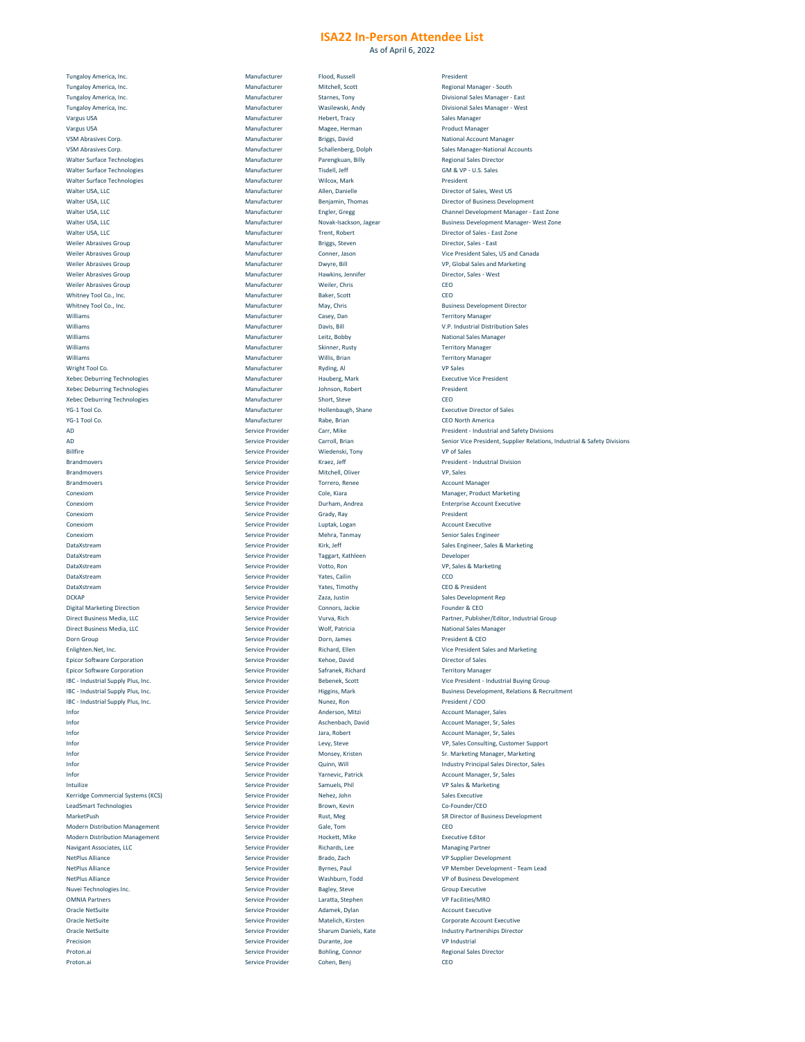# ISA22 In-Person Attendee List

As of April 6, 2022

| | | | |
|---|---|---|---|
| Tungaloy America, Inc. | Manufacturer | Flood, Russell | President |
| Tungaloy America, Inc. | Manufacturer | Mitchell, Scott | Regional Manager - South |
| Tungaloy America, Inc. | Manufacturer | Starnes, Tony | Divisional Sales Manager - East |
| Tungaloy America, Inc. | Manufacturer | Wasilewski, Andy | Divisional Sales Manager - West |
| Vargus USA | Manufacturer | Hebert, Tracy | Sales Manager |
| Vargus USA | Manufacturer | Magee, Herman | Product Manager |
| VSM Abrasives Corp. | Manufacturer | Briggs, David | National Account Manager |
| VSM Abrasives Corp. | Manufacturer | Schallenberg, Dolph | Sales Manager-National Accounts |
| Walter Surface Technologies | Manufacturer | Parengkuan, Billy | Regional Sales Director |
| Walter Surface Technologies | Manufacturer | Tisdell, Jeff | GM & VP - U.S. Sales |
| Walter Surface Technologies | Manufacturer | Wilcox, Mark | President |
| Walter USA, LLC | Manufacturer | Allen, Danielle | Director of Sales, West US |
| Walter USA, LLC | Manufacturer | Benjamin, Thomas | Director of Business Development |
| Walter USA, LLC | Manufacturer | Engler, Gregg | Channel Development Manager - East Zone |
| Walter USA, LLC | Manufacturer | Novak-Isackson, Jagear | Business Development Manager- West Zone |
| Walter USA, LLC | Manufacturer | Trent, Robert | Director of Sales - East Zone |
| Weiler Abrasives Group | Manufacturer | Briggs, Steven | Director, Sales - East |
| Weiler Abrasives Group | Manufacturer | Conner, Jason | Vice President Sales, US and Canada |
| Weiler Abrasives Group | Manufacturer | Dwyre, Bill | VP, Global Sales and Marketing |
| Weiler Abrasives Group | Manufacturer | Hawkins, Jennifer | Director, Sales - West |
| Weiler Abrasives Group | Manufacturer | Weiler, Chris | CEO |
| Whitney Tool Co., Inc. | Manufacturer | Baker, Scott | CEO |
| Whitney Tool Co., Inc. | Manufacturer | May, Chris | Business Development Director |
| Williams | Manufacturer | Casey, Dan | Territory Manager |
| Williams | Manufacturer | Davis, Bill | V.P. Industrial Distribution Sales |
| Williams | Manufacturer | Leitz, Bobby | National Sales Manager |
| Williams | Manufacturer | Skinner, Rusty | Territory Manager |
| Williams | Manufacturer | Willis, Brian | Territory Manager |
| Wright Tool Co. | Manufacturer | Ryding, Al | VP Sales |
| Xebec Deburring Technologies | Manufacturer | Hauberg, Mark | Executive Vice President |
| Xebec Deburring Technologies | Manufacturer | Johnson, Robert | President |
| Xebec Deburring Technologies | Manufacturer | Short, Steve | CEO |
| YG-1 Tool Co. | Manufacturer | Hollenbaugh, Shane | Executive Director of Sales |
| YG-1 Tool Co. | Manufacturer | Rabe, Brian | CEO North America |
| AD | Service Provider | Carr, Mike | President - Industrial and Safety Divisions |
| AD | Service Provider | Carroll, Brian | Senior Vice President, Supplier Relations, Industrial & Safety Divisions |
| Billfire | Service Provider | Wiedenski, Tony | VP of Sales |
| Brandmovers | Service Provider | Kraez, Jeff | President - Industrial Division |
| Brandmovers | Service Provider | Mitchell, Oliver | VP, Sales |
| Brandmovers | Service Provider | Torrero, Renee | Account Manager |
| Conexiom | Service Provider | Cole, Kiara | Manager, Product Marketing |
| Conexiom | Service Provider | Durham, Andrea | Enterprise Account Executive |
| Conexiom | Service Provider | Grady, Ray | President |
| Conexiom | Service Provider | Luptak, Logan | Account Executive |
| Conexiom | Service Provider | Mehra, Tanmay | Senior Sales Engineer |
| DataXstream | Service Provider | Kirk, Jeff | Sales Engineer, Sales & Marketing |
| DataXstream | Service Provider | Taggart, Kathleen | Developer |
| DataXstream | Service Provider | Votto, Ron | VP, Sales & Marketing |
| DataXstream | Service Provider | Yates, Cailin | CCO |
| DataXstream | Service Provider | Yates, Timothy | CEO & President |
| DCKAP | Service Provider | Zaza, Justin | Sales Development Rep |
| Digital Marketing Direction | Service Provider | Connors, Jackie | Founder & CEO |
| Direct Business Media, LLC | Service Provider | Vurva, Rich | Partner, Publisher/Editor, Industrial Group |
| Direct Business Media, LLC | Service Provider | Wolf, Patricia | National Sales Manager |
| Dorn Group | Service Provider | Dorn, James | President & CEO |
| Enlighten.Net, Inc. | Service Provider | Richard, Ellen | Vice President Sales and Marketing |
| Epicor Software Corporation | Service Provider | Kehoe, David | Director of Sales |
| Epicor Software Corporation | Service Provider | Safranek, Richard | Territory Manager |
| IBC - Industrial Supply Plus, Inc. | Service Provider | Bebenek, Scott | Vice President - Industrial Buying Group |
| IBC - Industrial Supply Plus, Inc. | Service Provider | Higgins, Mark | Business Development, Relations & Recruitment |
| IBC - Industrial Supply Plus, Inc. | Service Provider | Nunez, Ron | President / COO |
| Infor | Service Provider | Anderson, Mitzi | Account Manager, Sales |
| Infor | Service Provider | Aschenbach, David | Account Manager, Sr, Sales |
| Infor | Service Provider | Jara, Robert | Account Manager, Sr, Sales |
| Infor | Service Provider | Levy, Steve | VP, Sales Consulting, Customer Support |
| Infor | Service Provider | Monsey, Kristen | Sr. Marketing Manager, Marketing |
| Infor | Service Provider | Quinn, Will | Industry Principal Sales Director, Sales |
| Infor | Service Provider | Yarnevic, Patrick | Account Manager, Sr, Sales |
| Intuilize | Service Provider | Samuels, Phil | VP Sales & Marketing |
| Kerridge Commercial Systems (KCS) | Service Provider | Nehez, John | Sales Executive |
| LeadSmart Technologies | Service Provider | Brown, Kevin | Co-Founder/CEO |
| MarketPush | Service Provider | Rust, Meg | SR Director of Business Development |
| Modern Distribution Management | Service Provider | Gale, Tom | CEO |
| Modern Distribution Management | Service Provider | Hockett, Mike | Executive Editor |
| Navigant Associates, LLC | Service Provider | Richards, Lee | Managing Partner |
| NetPlus Alliance | Service Provider | Brado, Zach | VP Supplier Development |
| NetPlus Alliance | Service Provider | Byrnes, Paul | VP Member Development - Team Lead |
| NetPlus Alliance | Service Provider | Washburn, Todd | VP of Business Development |
| Nuvei Technologies Inc. | Service Provider | Bagley, Steve | Group Executive |
| OMNIA Partners | Service Provider | Laratta, Stephen | VP Facilities/MRO |
| Oracle NetSuite | Service Provider | Adamek, Dylan | Account Executive |
| Oracle NetSuite | Service Provider | Matelich, Kirsten | Corporate Account Executive |
| Oracle NetSuite | Service Provider | Sharum Daniels, Kate | Industry Partnerships Director |
| Precision | Service Provider | Durante, Joe | VP Industrial |
| Proton.ai | Service Provider | Bohling, Connor | Regional Sales Director |
| Proton.ai | Service Provider | Cohen, Benj | CEO |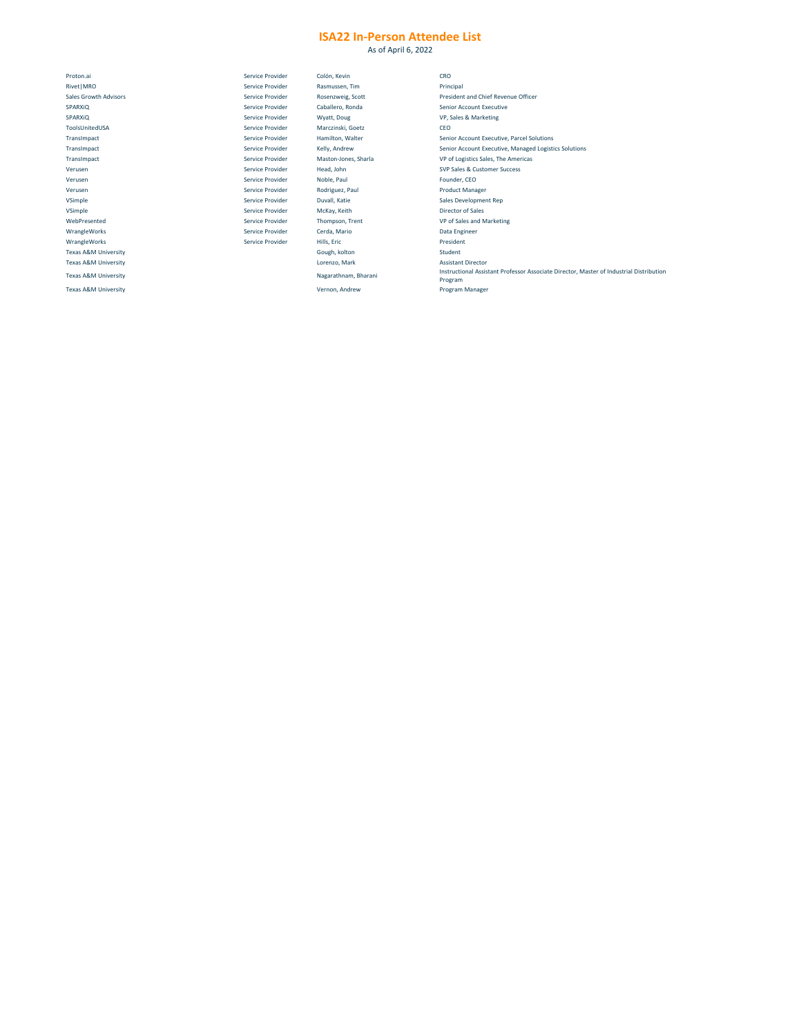# ISA22 In-Person Attendee List

As of April 6, 2022

| | | | |
|---|---|---|---|
| Proton.ai | Service Provider | Colón, Kevin | CRO |
| Rivet\|MRO | Service Provider | Rasmussen, Tim | Principal |
| Sales Growth Advisors | Service Provider | Rosenzweig, Scott | President and Chief Revenue Officer |
| SPARXiQ | Service Provider | Caballero, Ronda | Senior Account Executive |
| SPARXiQ | Service Provider | Wyatt, Doug | VP, Sales & Marketing |
| ToolsUnitedUSA | Service Provider | Marczinski, Goetz | CEO |
| TransImpact | Service Provider | Hamilton, Walter | Senior Account Executive, Parcel Solutions |
| TransImpact | Service Provider | Kelly, Andrew | Senior Account Executive, Managed Logistics Solutions |
| TransImpact | Service Provider | Maston-Jones, Sharla | VP of Logistics Sales, The Americas |
| Verusen | Service Provider | Head, John | SVP Sales & Customer Success |
| Verusen | Service Provider | Noble, Paul | Founder, CEO |
| Verusen | Service Provider | Rodriguez, Paul | Product Manager |
| VSimple | Service Provider | Duvall, Katie | Sales Development Rep |
| VSimple | Service Provider | McKay, Keith | Director of Sales |
| WebPresented | Service Provider | Thompson, Trent | VP of Sales and Marketing |
| WrangleWorks | Service Provider | Cerda, Mario | Data Engineer |
| WrangleWorks | Service Provider | Hills, Eric | President |
| Texas A&M University | | Gough, kolton | Student |
| Texas A&M University | | Lorenzo, Mark | Assistant Director |
| Texas A&M University | | Nagarathnam, Bharani | Instructional Assistant Professor Associate Director, Master of Industrial Distribution Program |
| Texas A&M University | | Vernon, Andrew | Program Manager |